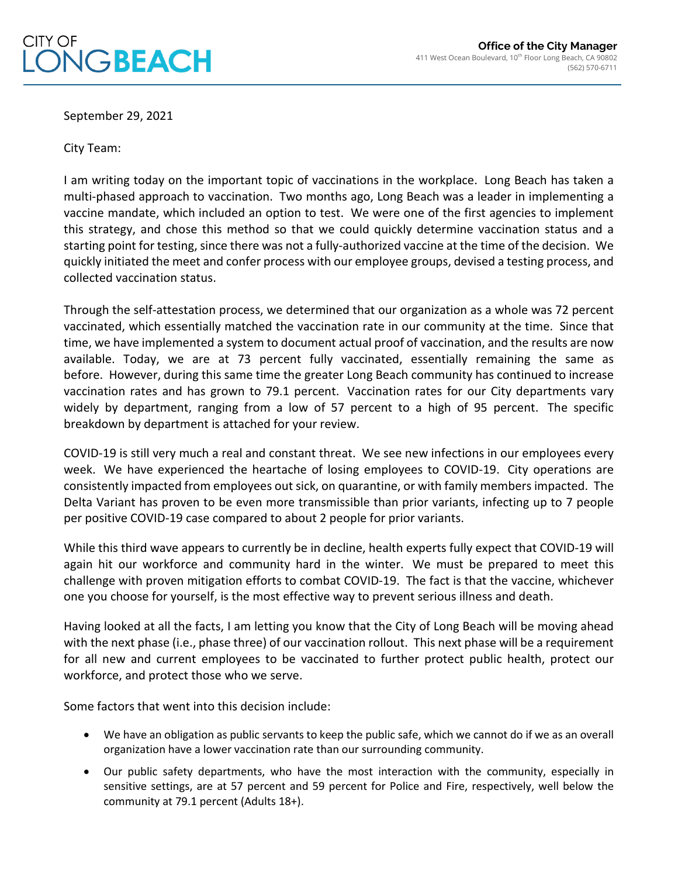CITY OF
LONGBEACH

**Office of the City Manager**
411 West Ocean Boulevard, 10th Floor Long Beach, CA 90802
(562) 570-6711

September 29, 2021

City Team:

I am writing today on the important topic of vaccinations in the workplace. Long Beach has taken a multi-phased approach to vaccination. Two months ago, Long Beach was a leader in implementing a vaccine mandate, which included an option to test. We were one of the first agencies to implement this strategy, and chose this method so that we could quickly determine vaccination status and a starting point for testing, since there was not a fully-authorized vaccine at the time of the decision. We quickly initiated the meet and confer process with our employee groups, devised a testing process, and collected vaccination status.

Through the self-attestation process, we determined that our organization as a whole was 72 percent vaccinated, which essentially matched the vaccination rate in our community at the time. Since that time, we have implemented a system to document actual proof of vaccination, and the results are now available. Today, we are at 73 percent fully vaccinated, essentially remaining the same as before. However, during this same time the greater Long Beach community has continued to increase vaccination rates and has grown to 79.1 percent. Vaccination rates for our City departments vary widely by department, ranging from a low of 57 percent to a high of 95 percent. The specific breakdown by department is attached for your review.

COVID-19 is still very much a real and constant threat. We see new infections in our employees every week. We have experienced the heartache of losing employees to COVID-19. City operations are consistently impacted from employees out sick, on quarantine, or with family members impacted. The Delta Variant has proven to be even more transmissible than prior variants, infecting up to 7 people per positive COVID-19 case compared to about 2 people for prior variants.

While this third wave appears to currently be in decline, health experts fully expect that COVID-19 will again hit our workforce and community hard in the winter. We must be prepared to meet this challenge with proven mitigation efforts to combat COVID-19. The fact is that the vaccine, whichever one you choose for yourself, is the most effective way to prevent serious illness and death.

Having looked at all the facts, I am letting you know that the City of Long Beach will be moving ahead with the next phase (i.e., phase three) of our vaccination rollout. This next phase will be a requirement for all new and current employees to be vaccinated to further protect public health, protect our workforce, and protect those who we serve.

Some factors that went into this decision include:

- We have an obligation as public servants to keep the public safe, which we cannot do if we as an overall organization have a lower vaccination rate than our surrounding community.
- Our public safety departments, who have the most interaction with the community, especially in sensitive settings, are at 57 percent and 59 percent for Police and Fire, respectively, well below the community at 79.1 percent (Adults 18+).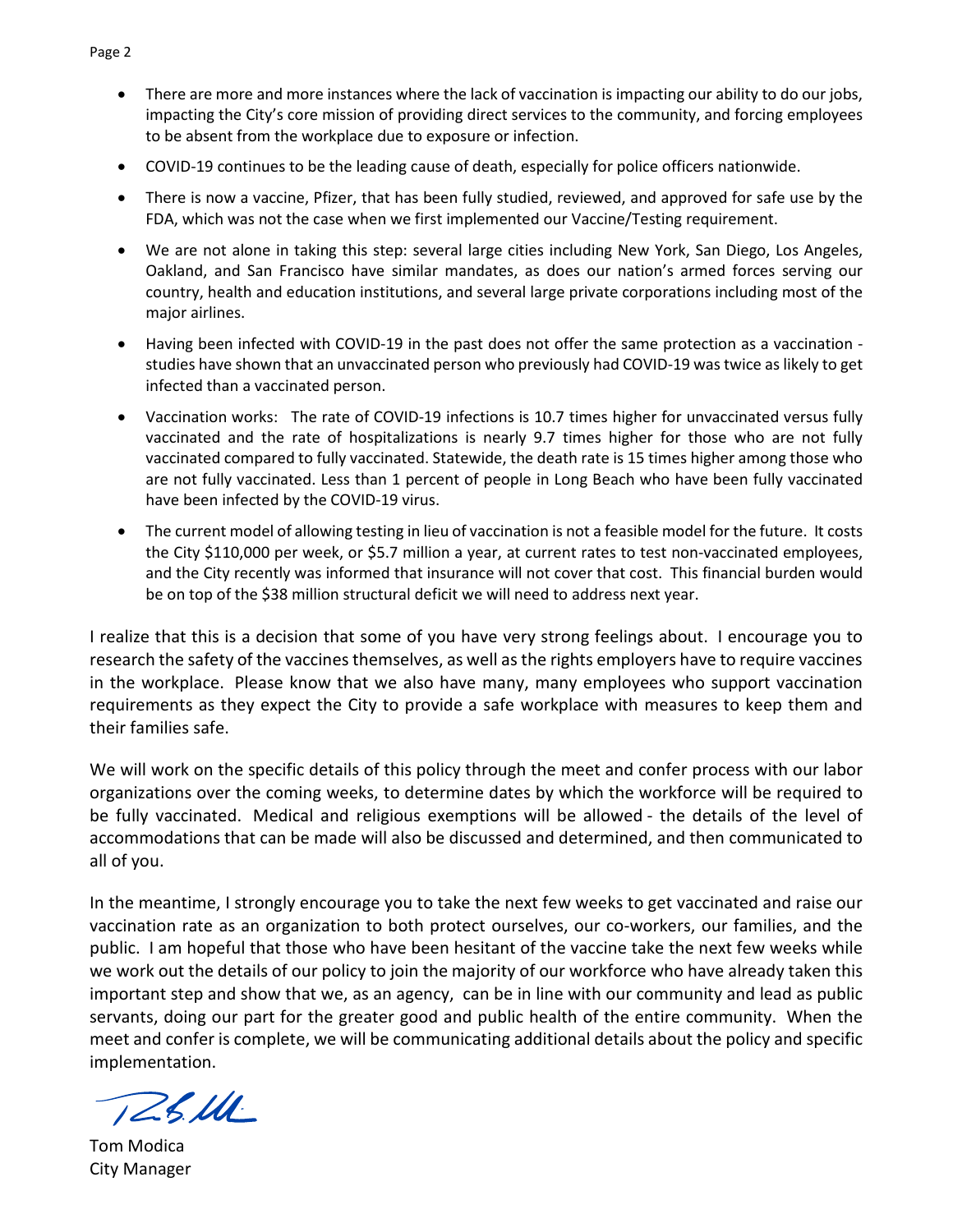- There are more and more instances where the lack of vaccination is impacting our ability to do our jobs, impacting the City's core mission of providing direct services to the community, and forcing employees to be absent from the workplace due to exposure or infection.
- COVID-19 continues to be the leading cause of death, especially for police officers nationwide.
- There is now a vaccine, Pfizer, that has been fully studied, reviewed, and approved for safe use by the FDA, which was not the case when we first implemented our Vaccine/Testing requirement.
- We are not alone in taking this step: several large cities including New York, San Diego, Los Angeles, Oakland, and San Francisco have similar mandates, as does our nation's armed forces serving our country, health and education institutions, and several large private corporations including most of the major airlines.
- Having been infected with COVID-19 in the past does not offer the same protection as a vaccination - studies have shown that an unvaccinated person who previously had COVID-19 was twice as likely to get infected than a vaccinated person.
- Vaccination works: The rate of COVID-19 infections is 10.7 times higher for unvaccinated versus fully vaccinated and the rate of hospitalizations is nearly 9.7 times higher for those who are not fully vaccinated compared to fully vaccinated. Statewide, the death rate is 15 times higher among those who are not fully vaccinated. Less than 1 percent of people in Long Beach who have been fully vaccinated have been infected by the COVID-19 virus.
- The current model of allowing testing in lieu of vaccination is not a feasible model for the future. It costs the City $110,000 per week, or $5.7 million a year, at current rates to test non-vaccinated employees, and the City recently was informed that insurance will not cover that cost. This financial burden would be on top of the $38 million structural deficit we will need to address next year.

I realize that this is a decision that some of you have very strong feelings about. I encourage you to research the safety of the vaccines themselves, as well as the rights employers have to require vaccines in the workplace. Please know that we also have many, many employees who support vaccination requirements as they expect the City to provide a safe workplace with measures to keep them and their families safe.

We will work on the specific details of this policy through the meet and confer process with our labor organizations over the coming weeks, to determine dates by which the workforce will be required to be fully vaccinated. Medical and religious exemptions will be allowed - the details of the level of accommodations that can be made will also be discussed and determined, and then communicated to all of you.

In the meantime, I strongly encourage you to take the next few weeks to get vaccinated and raise our vaccination rate as an organization to both protect ourselves, our co-workers, our families, and the public. I am hopeful that those who have been hesitant of the vaccine take the next few weeks while we work out the details of our policy to join the majority of our workforce who have already taken this important step and show that we, as an agency, can be in line with our community and lead as public servants, doing our part for the greater good and public health of the entire community. When the meet and confer is complete, we will be communicating additional details about the policy and specific implementation.

Tom Modica
City Manager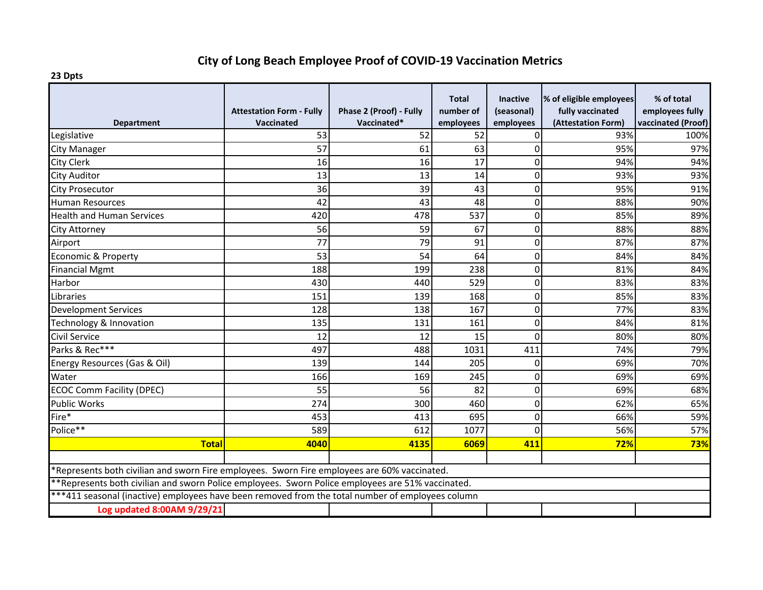# City of Long Beach Employee Proof of COVID-19 Vaccination Metrics

**23 Dpts**

| Department | Attestation Form - Fully Vaccinated | Phase 2 (Proof) - Fully Vaccinated* | Total number of employees | Inactive (seasonal) employees | % of eligible employees fully vaccinated (Attestation Form) | % of total employees fully vaccinated (Proof) |
|---|---|---|---|---|---|---|
| Legislative | 53 | 52 | 52 | 0 | 93% | 100% |
| City Manager | 57 | 61 | 63 | 0 | 95% | 97% |
| City Clerk | 16 | 16 | 17 | 0 | 94% | 94% |
| City Auditor | 13 | 13 | 14 | 0 | 93% | 93% |
| City Prosecutor | 36 | 39 | 43 | 0 | 95% | 91% |
| Human Resources | 42 | 43 | 48 | 0 | 88% | 90% |
| Health and Human Services | 420 | 478 | 537 | 0 | 85% | 89% |
| City Attorney | 56 | 59 | 67 | 0 | 88% | 88% |
| Airport | 77 | 79 | 91 | 0 | 87% | 87% |
| Economic & Property | 53 | 54 | 64 | 0 | 84% | 84% |
| Financial Mgmt | 188 | 199 | 238 | 0 | 81% | 84% |
| Harbor | 430 | 440 | 529 | 0 | 83% | 83% |
| Libraries | 151 | 139 | 168 | 0 | 85% | 83% |
| Development Services | 128 | 138 | 167 | 0 | 77% | 83% |
| Technology & Innovation | 135 | 131 | 161 | 0 | 84% | 81% |
| Civil Service | 12 | 12 | 15 | 0 | 80% | 80% |
| Parks & Rec*** | 497 | 488 | 1031 | 411 | 74% | 79% |
| Energy Resources (Gas & Oil) | 139 | 144 | 205 | 0 | 69% | 70% |
| Water | 166 | 169 | 245 | 0 | 69% | 69% |
| ECOC Comm Facility (DPEC) | 55 | 56 | 82 | 0 | 69% | 68% |
| Public Works | 274 | 300 | 460 | 0 | 62% | 65% |
| Fire* | 453 | 413 | 695 | 0 | 66% | 59% |
| Police** | 589 | 612 | 1077 | 0 | 56% | 57% |
| **Total** | **4040** | **4135** | **6069** | **411** | **72%** | **73%** |

*Represents both civilian and sworn Fire employees. Sworn Fire employees are 60% vaccinated.

**Represents both civilian and sworn Police employees. Sworn Police employees are 51% vaccinated.

***411 seasonal (inactive) employees have been removed from the total number of employees column

**Log updated 8:00AM 9/29/21**